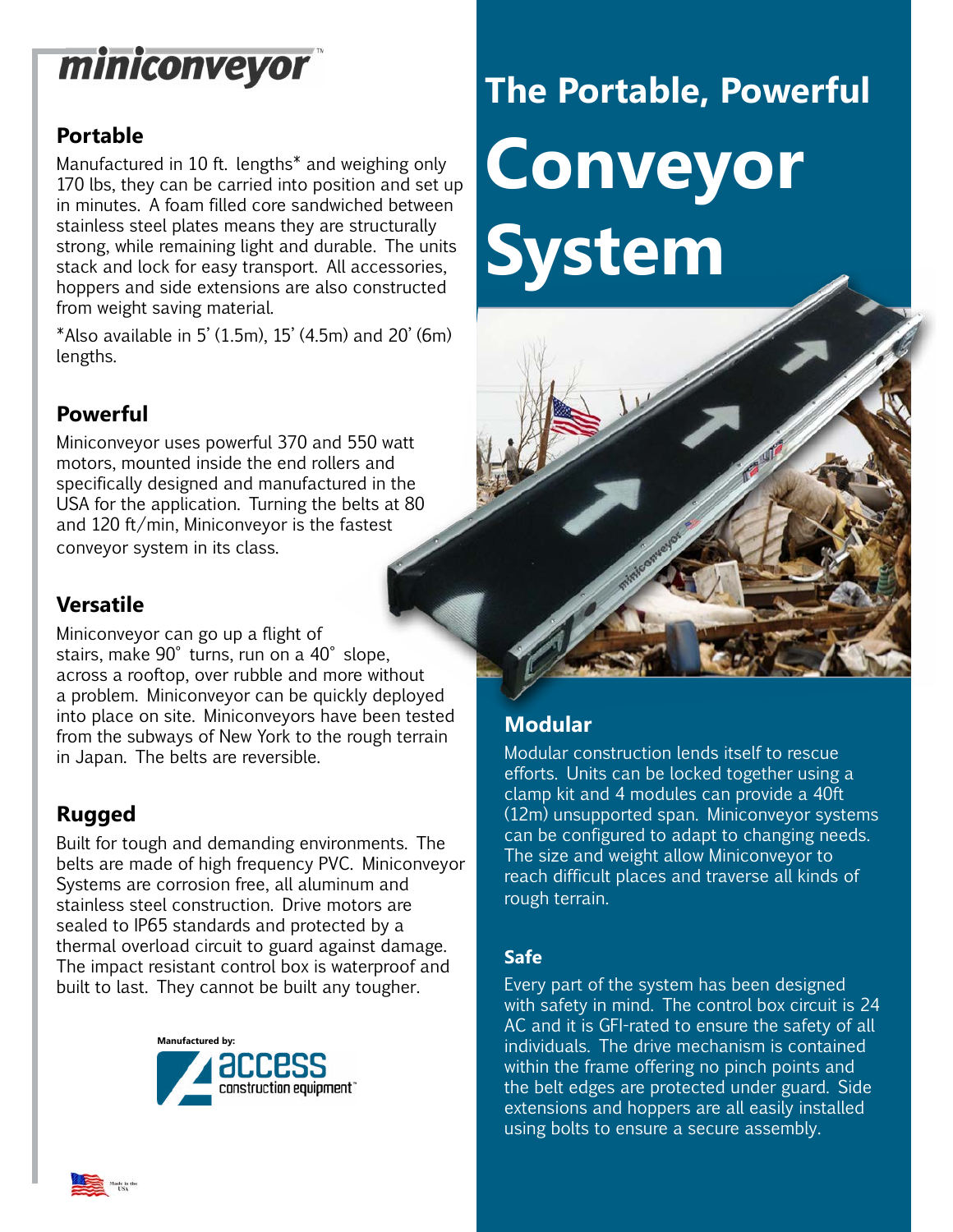# miniconveyor™

# The Portable, Powerful Conveyor System

## Portable

Manufactured in 10 ft. lengths* and weighing only 170 lbs, they can be carried into position and set up in minutes. A foam filled core sandwiched between stainless steel plates means they are structurally strong, while remaining light and durable. The units stack and lock for easy transport. All accessories, hoppers and side extensions are also constructed from weight saving material.

*Also available in 5' (1.5m), 15' (4.5m) and 20' (6m) lengths.

## Powerful

Miniconveyor uses powerful 370 and 550 watt motors, mounted inside the end rollers and specifically designed and manufactured in the USA for the application. Turning the belts at 80 and 120 ft/min, Miniconveyor is the fastest conveyor system in its class.

## Versatile

Miniconveyor can go up a flight of stairs, make 90° turns, run on a 40° slope, across a rooftop, over rubble and more without a problem. Miniconveyor can be quickly deployed into place on site. Miniconveyors have been tested from the subways of New York to the rough terrain in Japan. The belts are reversible.

## Rugged

Built for tough and demanding environments. The belts are made of high frequency PVC. Miniconveyor Systems are corrosion free, all aluminum and stainless steel construction. Drive motors are sealed to IP65 standards and protected by a thermal overload circuit to guard against damage. The impact resistant control box is waterproof and built to last. They cannot be built any tougher.

Manufactured by: access construction equipment™

## Modular

Modular construction lends itself to rescue efforts. Units can be locked together using a clamp kit and 4 modules can provide a 40ft (12m) unsupported span. Miniconveyor systems can be configured to adapt to changing needs. The size and weight allow Miniconveyor to reach difficult places and traverse all kinds of rough terrain.

### Safe

Every part of the system has been designed with safety in mind. The control box circuit is 24 AC and it is GFI-rated to ensure the safety of all individuals. The drive mechanism is contained within the frame offering no pinch points and the belt edges are protected under guard. Side extensions and hoppers are all easily installed using bolts to ensure a secure assembly.

Made in the USA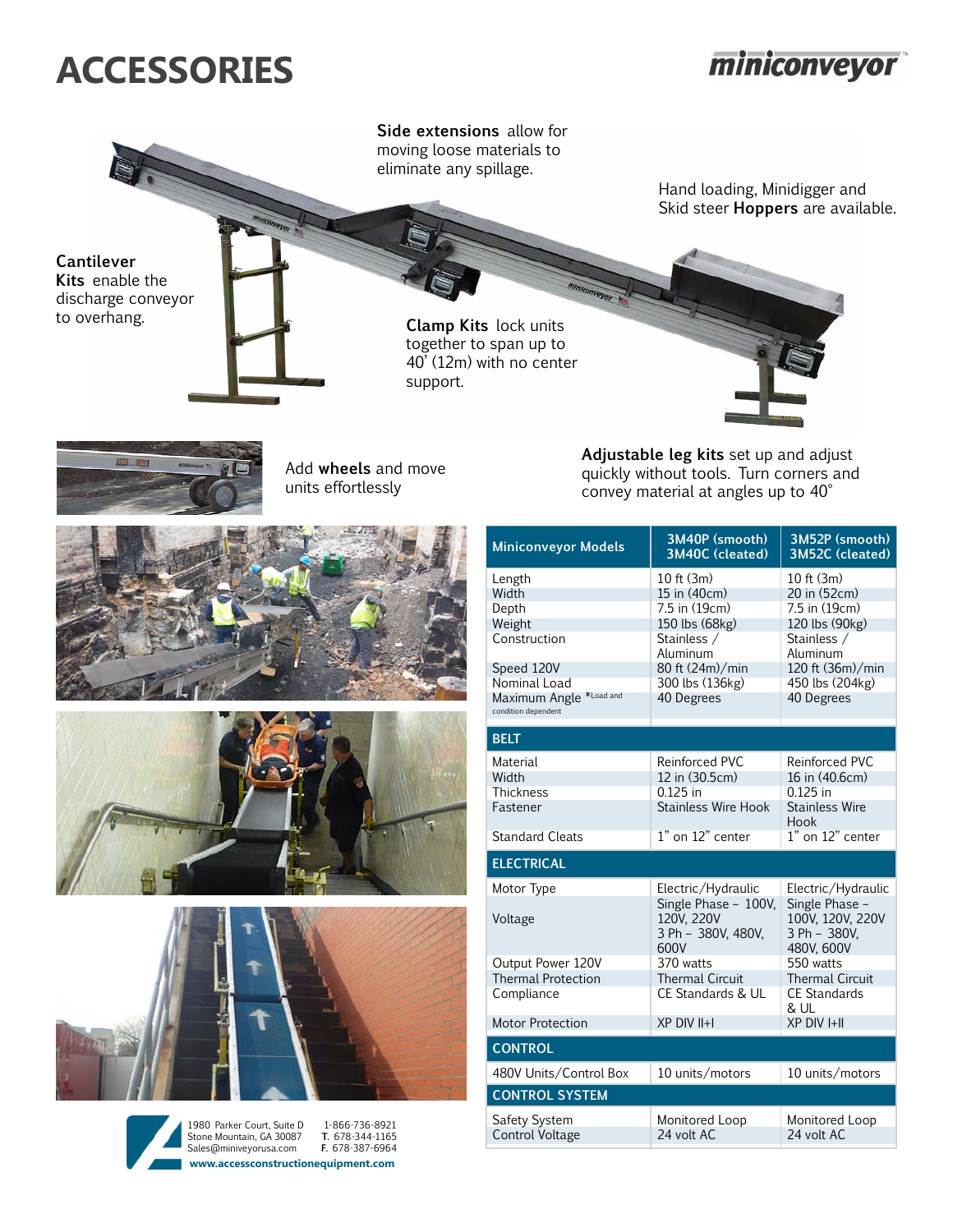# ACCESSORIES

miniconveyor

**Side extensions** allow for moving loose materials to eliminate any spillage.

Hand loading, Minidigger and Skid steer **Hoppers** are available.

**Cantilever Kits** enable the discharge conveyor to overhang.

**Clamp Kits** lock units together to span up to 40' (12m) with no center support.

Add **wheels** and move units effortlessly

**Adjustable leg kits** set up and adjust quickly without tools. Turn corners and convey material at angles up to 40°

| Miniconveyor Models | 3M40P (smooth) 3M40C (cleated) | 3M52P (smooth) 3M52C (cleated) |
|---|---|---|
| Length | 10 ft (3m) | 10 ft (3m) |
| Width | 15 in (40cm) | 20 in (52cm) |
| Depth | 7.5 in (19cm) | 7.5 in (19cm) |
| Weight | 150 lbs (68kg) | 120 lbs (90kg) |
| Construction | Stainless / Aluminum | Stainless / Aluminum |
| Speed 120V | 80 ft (24m)/min | 120 ft (36m)/min |
| Nominal Load | 300 lbs (136kg) | 450 lbs (204kg) |
| Maximum Angle *Load and condition dependent | 40 Degrees | 40 Degrees |
| **BELT** | | |
| Material | Reinforced PVC | Reinforced PVC |
| Width | 12 in (30.5cm) | 16 in (40.6cm) |
| Thickness | 0.125 in | 0.125 in |
| Fastener | Stainless Wire Hook | Stainless Wire Hook |
| Standard Cleats | 1" on 12" center | 1" on 12" center |
| **ELECTRICAL** | | |
| Motor Type | Electric/Hydraulic | Electric/Hydraulic |
| Voltage | Single Phase – 100V, 120V, 220V 3 Ph – 380V, 480V, 600V | Single Phase – 100V, 120V, 220V 3 Ph – 380V, 480V, 600V |
| Output Power 120V | 370 watts | 550 watts |
| Thermal Protection | Thermal Circuit | Thermal Circuit |
| Compliance | CE Standards & UL | CE Standards & UL |
| Motor Protection | XP DIV II+I | XP DIV I+II |
| **CONTROL** | | |
| 480V Units/Control Box | 10 units/motors | 10 units/motors |
| **CONTROL SYSTEM** | | |
| Safety System | Monitored Loop | Monitored Loop |
| Control Voltage | 24 volt AC | 24 volt AC |

1980 Parker Court, Suite D
Stone Mountain, GA 30087
Sales@miniveyorusa.com

1-866-736-8921
**T.** 678-344-1165
**F.** 678-387-6964

**www.accessconstructionequipment.com**